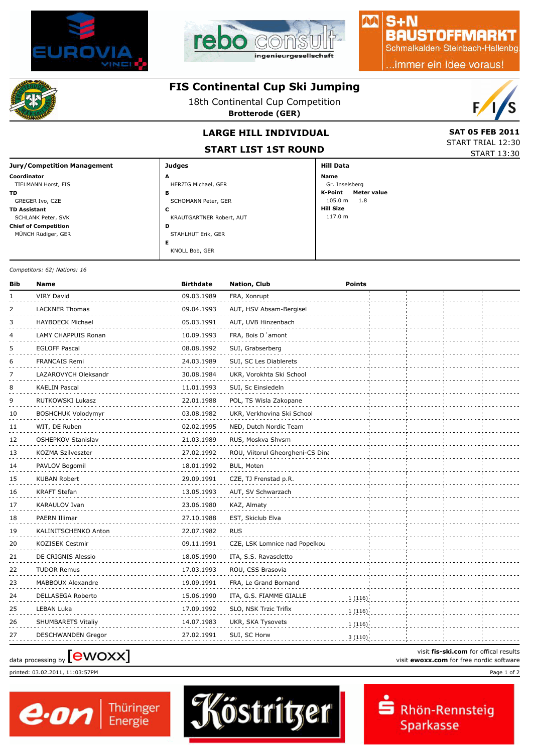# FIS Continental Cup Ski Jumping

18th Continental Cup Competition

**Brotterode (GER)**

## LARGE HILL INDIVIDUAL

## START LIST 1ST ROUND

**SAT 05 FEB 2011**
START TRIAL 12:30
START 13:30

| Jury/Competition Management | Judges | Hill Data |
|---|---|---|
| **Coordinator** TIELMANN Horst, FIS | **A** HERZIG Michael, GER | **Name** Gr. Inselsberg |
| **TD** GREGER Ivo, CZE | **B** SCHOMANN Peter, GER | **K-Point** 105.0 m **Meter value** 1.8 |
| **TD Assistant** SCHLANK Peter, SVK | **C** KRAUTGARTNER Robert, AUT | **Hill Size** 117.0 m |
| **Chief of Competition** MÜNCH Rüdiger, GER | **D** STAHLHUT Erik, GER | |
| | **E** KNOLL Bob, GER | |

*Competitors: 62; Nations: 16*

| Bib | Name | Birthdate | Nation, Club | Points |
|---|---|---|---|---|
| 1 | VIRY David | 09.03.1989 | FRA, Xonrupt | |
| 2 | LACKNER Thomas | 09.04.1993 | AUT, HSV Absam-Bergisel | |
| 3 | HAYBOECK Michael | 05.03.1991 | AUT, UVB Hinzenbach | |
| 4 | LAMY CHAPPUIS Ronan | 10.09.1993 | FRA, Bois D´amont | |
| 5 | EGLOFF Pascal | 08.08.1992 | SUI, Grabserberg | |
| 6 | FRANCAIS Remi | 24.03.1989 | SUI, SC Les Diablerets | |
| 7 | LAZAROVYCH Oleksandr | 30.08.1984 | UKR, Vorokhta Ski School | |
| 8 | KAELIN Pascal | 11.01.1993 | SUI, Sc Einsiedeln | |
| 9 | RUTKOWSKI Lukasz | 22.01.1988 | POL, TS Wisla Zakopane | |
| 10 | BOSHCHUK Volodymyr | 03.08.1982 | UKR, Verkhovina Ski School | |
| 11 | WIT, DE Ruben | 02.02.1995 | NED, Dutch Nordic Team | |
| 12 | OSHEPKOV Stanislav | 21.03.1989 | RUS, Moskva Shvsm | |
| 13 | KOZMA Szilveszter | 27.02.1992 | ROU, Viitorul Gheorgheni-CS Dina | |
| 14 | PAVLOV Bogomil | 18.01.1992 | BUL, Moten | |
| 15 | KUBAN Robert | 29.09.1991 | CZE, TJ Frenstad p.R. | |
| 16 | KRAFT Stefan | 13.05.1993 | AUT, SV Schwarzach | |
| 17 | KARAULOV Ivan | 23.06.1980 | KAZ, Almaty | |
| 18 | PAERN Illimar | 27.10.1988 | EST, Skiclub Elva | |
| 19 | KALINITSCHENKO Anton | 22.07.1982 | RUS | |
| 20 | KOZISEK Cestmir | 09.11.1991 | CZE, LSK Lomnice nad Popelkou | |
| 21 | DE CRIGNIS Alessio | 18.05.1990 | ITA, S.S. Ravascletto | |
| 22 | TUDOR Remus | 17.03.1993 | ROU, CSS Brasovia | |
| 23 | MABBOUX Alexandre | 19.09.1991 | FRA, Le Grand Bornand | |
| 24 | DELLASEGA Roberto | 15.06.1990 | ITA, G.S. FIAMME GIALLE | 1 (116) |
| 25 | LEBAN Luka | 17.09.1992 | SLO, NSK Trzic Trifix | 1 (116) |
| 26 | SHUMBARETS Vitaliy | 14.07.1983 | UKR, SKA Tysovets | 1 (116) |
| 27 | DESCHWANDEN Gregor | 27.02.1991 | SUI, SC Horw | 3 (110) |

data processing by [ewoxx]

visit **fis-ski.com** for offical results
visit **ewoxx.com** for free nordic software

printed: 03.02.2011, 11:03:57PM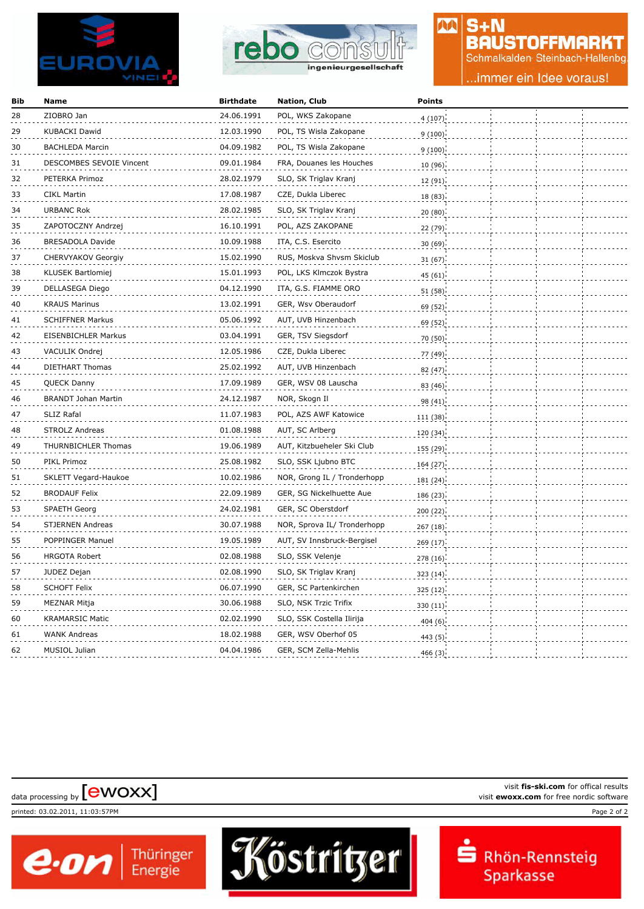| Bib | Name | Birthdate | Nation, Club | Points |
|---|---|---|---|---|
| 28 | ZIOBRO Jan | 24.06.1991 | POL, WKS Zakopane | 4 (107) |
| 29 | KUBACKI Dawid | 12.03.1990 | POL, TS Wisla Zakopane | 9 (100) |
| 30 | BACHLEDA Marcin | 04.09.1982 | POL, TS Wisla Zakopane | 9 (100) |
| 31 | DESCOMBES SEVOIE Vincent | 09.01.1984 | FRA, Douanes les Houches | 10 (96) |
| 32 | PETERKA Primoz | 28.02.1979 | SLO, SK Triglav Kranj | 12 (91) |
| 33 | CIKL Martin | 17.08.1987 | CZE, Dukla Liberec | 18 (83) |
| 34 | URBANC Rok | 28.02.1985 | SLO, SK Triglav Kranj | 20 (80) |
| 35 | ZAPOTOCZNY Andrzej | 16.10.1991 | POL, AZS ZAKOPANE | 22 (79) |
| 36 | BRESADOLA Davide | 10.09.1988 | ITA, C.S. Esercito | 30 (69) |
| 37 | CHERVYAKOV Georgiy | 15.02.1990 | RUS, Moskva Shvsm Skiclub | 31 (67) |
| 38 | KLUSEK Bartlomiej | 15.01.1993 | POL, LKS Klmczok Bystra | 45 (61) |
| 39 | DELLASEGA Diego | 04.12.1990 | ITA, G.S. FIAMME ORO | 51 (58) |
| 40 | KRAUS Marinus | 13.02.1991 | GER, Wsv Oberaudorf | 69 (52) |
| 41 | SCHIFFNER Markus | 05.06.1992 | AUT, UVB Hinzenbach | 69 (52) |
| 42 | EISENBICHLER Markus | 03.04.1991 | GER, TSV Siegsdorf | 70 (50) |
| 43 | VACULIK Ondrej | 12.05.1986 | CZE, Dukla Liberec | 77 (49) |
| 44 | DIETHART Thomas | 25.02.1992 | AUT, UVB Hinzenbach | 82 (47) |
| 45 | QUECK Danny | 17.09.1989 | GER, WSV 08 Lauscha | 83 (46) |
| 46 | BRANDT Johan Martin | 24.12.1987 | NOR, Skogn Il | 98 (41) |
| 47 | SLIZ Rafal | 11.07.1983 | POL, AZS AWF Katowice | 111 (38) |
| 48 | STROLZ Andreas | 01.08.1988 | AUT, SC Arlberg | 120 (34) |
| 49 | THURNBICHLER Thomas | 19.06.1989 | AUT, Kitzbueheler Ski Club | 155 (29) |
| 50 | PIKL Primoz | 25.08.1982 | SLO, SSK Ljubno BTC | 164 (27) |
| 51 | SKLETT Vegard-Haukoe | 10.02.1986 | NOR, Grong IL / Tronderhopp | 181 (24) |
| 52 | BRODAUF Felix | 22.09.1989 | GER, SG Nickelhuette Aue | 186 (23) |
| 53 | SPAETH Georg | 24.02.1981 | GER, SC Oberstdorf | 200 (22) |
| 54 | STJERNEN Andreas | 30.07.1988 | NOR, Sprova IL/ Tronderhopp | 267 (18) |
| 55 | POPPINGER Manuel | 19.05.1989 | AUT, SV Innsbruck-Bergisel | 269 (17) |
| 56 | HRGOTA Robert | 02.08.1988 | SLO, SSK Velenje | 278 (16) |
| 57 | JUDEZ Dejan | 02.08.1990 | SLO, SK Triglav Kranj | 323 (14) |
| 58 | SCHOFT Felix | 06.07.1990 | GER, SC Partenkirchen | 325 (12) |
| 59 | MEZNAR Mitja | 30.06.1988 | SLO, NSK Trzic Trifix | 330 (11) |
| 60 | KRAMARSIC Matic | 02.02.1990 | SLO, SSK Costella Ilirija | 404 (6) |
| 61 | WANK Andreas | 18.02.1988 | GER, WSV Oberhof 05 | 443 (5) |
| 62 | MUSIOL Julian | 04.04.1986 | GER, SCM Zella-Mehlis | 466 (3) |

data processing by [ewoxx]

visit **fis-ski.com** for offical results
visit **ewoxx.com** for free nordic software

printed: 03.02.2011, 11:03:57PM